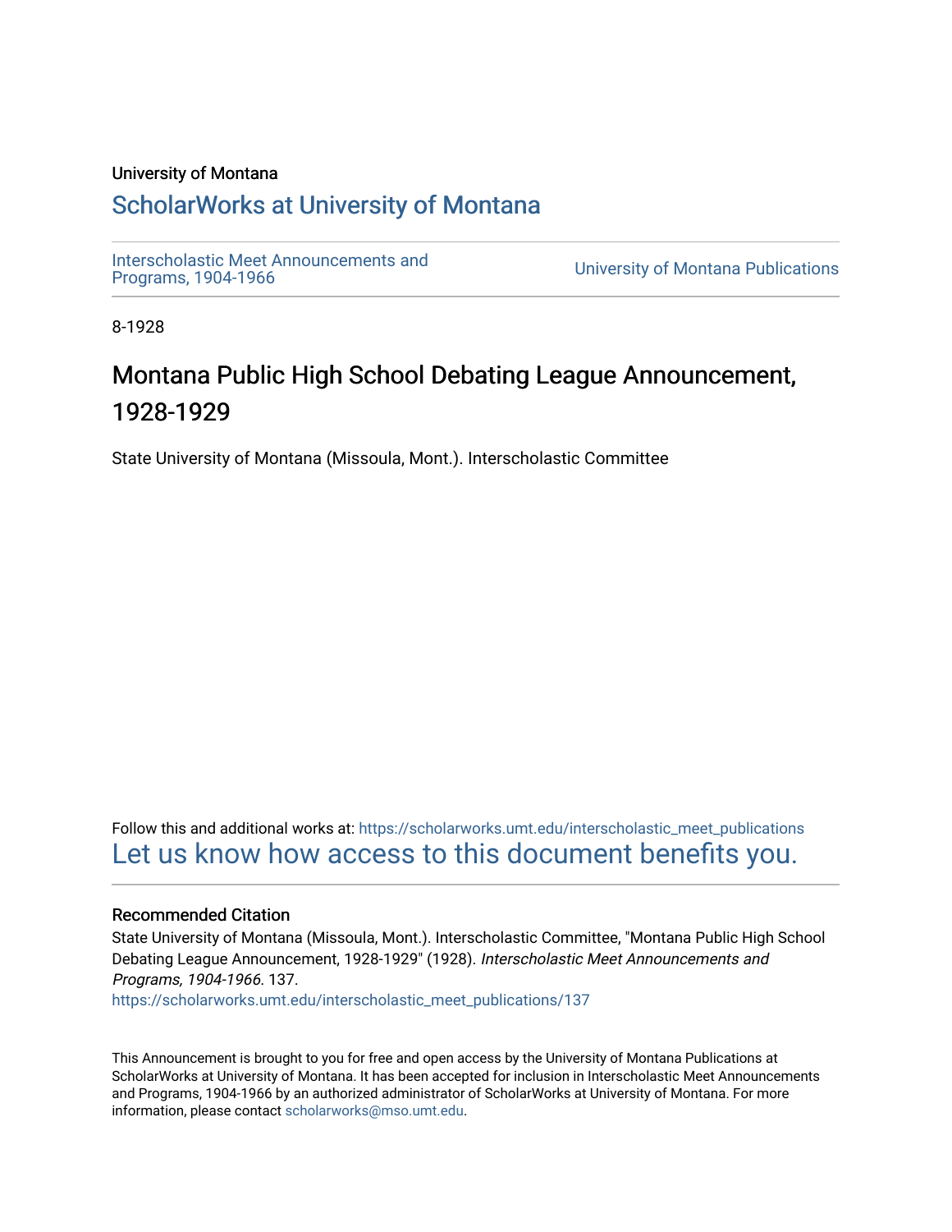University of Montana

# ScholarWorks at University of Montana

Interscholastic Meet Announcements and Programs, 1904-1966

University of Montana Publications

8-1928

## Montana Public High School Debating League Announcement, 1928-1929

State University of Montana (Missoula, Mont.). Interscholastic Committee

Follow this and additional works at: https://scholarworks.umt.edu/interscholastic_meet_publications

Let us know how access to this document benefits you.

### Recommended Citation

State University of Montana (Missoula, Mont.). Interscholastic Committee, "Montana Public High School Debating League Announcement, 1928-1929" (1928). *Interscholastic Meet Announcements and Programs, 1904-1966*. 137.

https://scholarworks.umt.edu/interscholastic_meet_publications/137

This Announcement is brought to you for free and open access by the University of Montana Publications at ScholarWorks at University of Montana. It has been accepted for inclusion in Interscholastic Meet Announcements and Programs, 1904-1966 by an authorized administrator of ScholarWorks at University of Montana. For more information, please contact scholarworks@mso.umt.edu.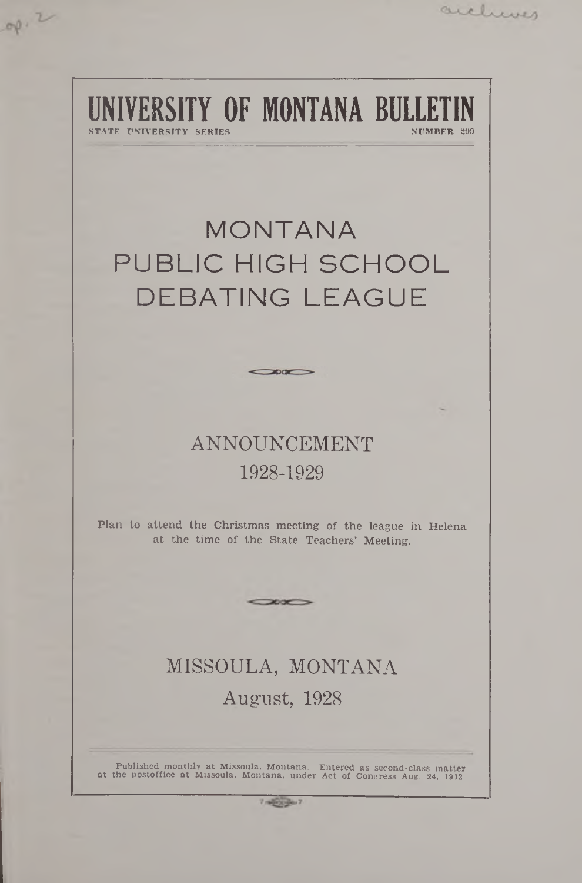# UNIVERSITY OF MONTANA BULLETIN

STATE UNIVERSITY SERIES NUMBER 299

# MONTANA PUBLIC HIGH SCHOOL DEBATING LEAGUE

## ANNOUNCEMENT 1928-1929

Plan to attend the Christmas meeting of the league in Helena at the time of the State Teachers' Meeting.

## MISSOULA, MONTANA

August, 1928

Published monthly at Missoula, Montana. Entered as second-class matter at the postoffice at Missoula, Montana, under Act of Congress Aug. 24, 1912.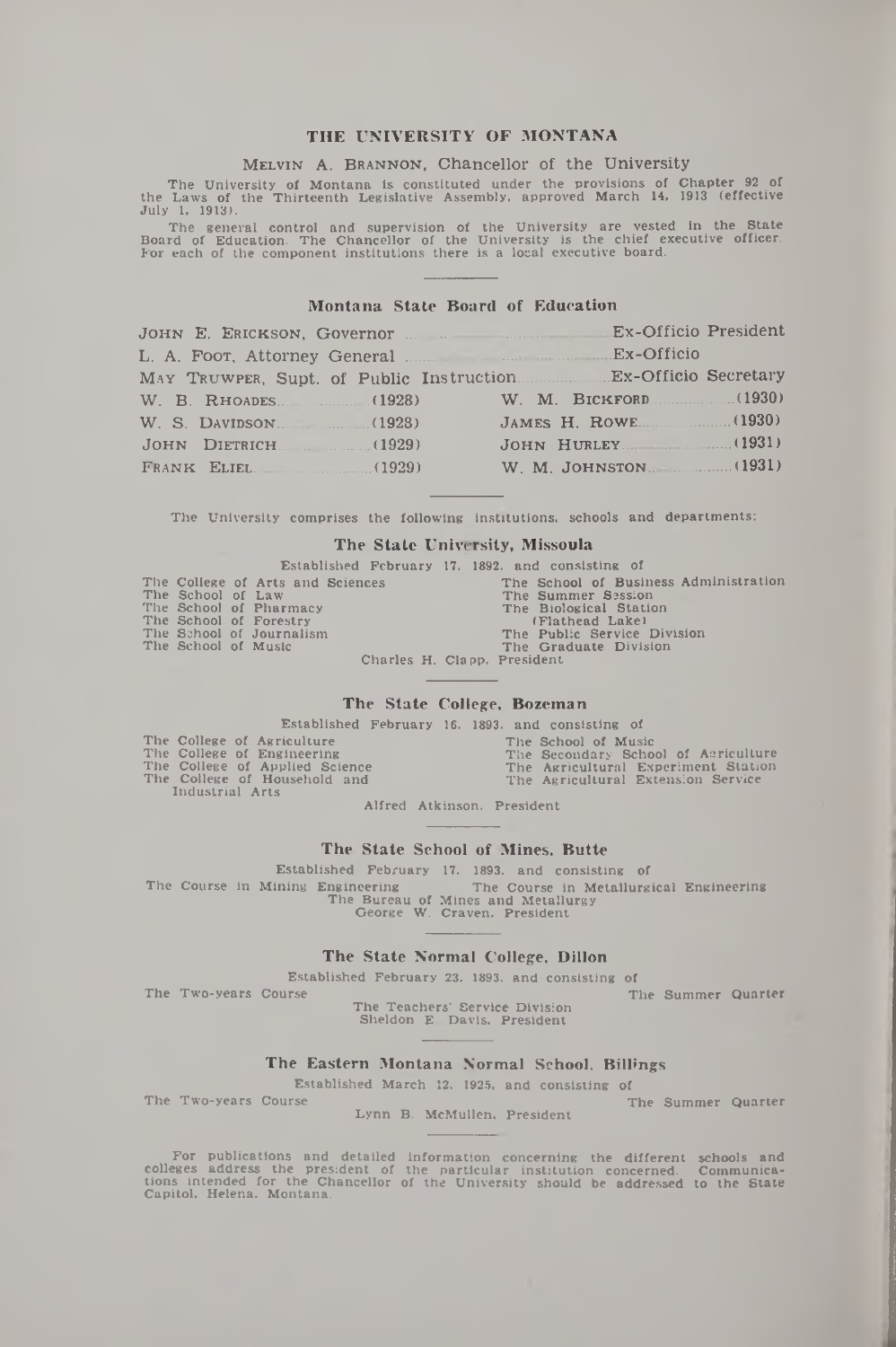# THE UNIVERSITY OF MONTANA

MELVIN A. BRANNON, Chancellor of the University

The University of Montana is constituted under the provisions of Chapter 92 of the Laws of the Thirteenth Legislative Assembly, approved March 14, 1913 (effective July 1, 1913).

The general control and supervision of the University are vested in the State Board of Education. The Chancellor of the University is the chief executive officer. For each of the component institutions there is a local executive board.

## Montana State Board of Education

JOHN E. ERICKSON, Governor .......... Ex-Officio President
L. A. FOOT, Attorney General .......... Ex-Officio
MAY TRUMPER, Supt. of Public Instruction .......... Ex-Officio Secretary

| | | | |
|---|---|---|---|
| W. B. RHOADES | (1928) | W. M. BICKFORD | (1930) |
| W. S. DAVIDSON | (1928) | JAMES H. ROWE | (1930) |
| JOHN DIETRICH | (1929) | JOHN HURLEY | (1931) |
| FRANK ELIEL | (1929) | W. M. JOHNSTON | (1931) |

The University comprises the following institutions, schools and departments:

## The State University, Missoula

Established February 17, 1892, and consisting of

- The College of Arts and Sciences
- The School of Law
- The School of Pharmacy
- The School of Forestry
- The School of Journalism
- The School of Music
- The School of Business Administration
- The Summer Session
- The Biological Station (Flathead Lake)
- The Public Service Division
- The Graduate Division

Charles H. Clapp, President

## The State College, Bozeman

Established February 16, 1893, and consisting of

- The College of Agriculture
- The College of Engineering
- The College of Applied Science
- The College of Household and Industrial Arts
- The School of Music
- The Secondary School of Agriculture
- The Agricultural Experiment Station
- The Agricultural Extension Service

Alfred Atkinson, President

## The State School of Mines, Butte

Established February 17, 1893, and consisting of

- The Course in Mining Engineering
- The Course in Metallurgical Engineering
- The Bureau of Mines and Metallurgy

George W. Craven, President

## The State Normal College, Dillon

Established February 23, 1893, and consisting of

- The Two-years Course
- The Summer Quarter
- The Teachers' Service Division

Sheldon E. Davis, President

## The Eastern Montana Normal School, Billings

Established March 12, 1925, and consisting of

- The Two-years Course
- The Summer Quarter

Lynn B. McMullen, President

For publications and detailed information concerning the different schools and colleges address the president of the particular institution concerned. Communications intended for the Chancellor of the University should be addressed to the State Capitol, Helena, Montana.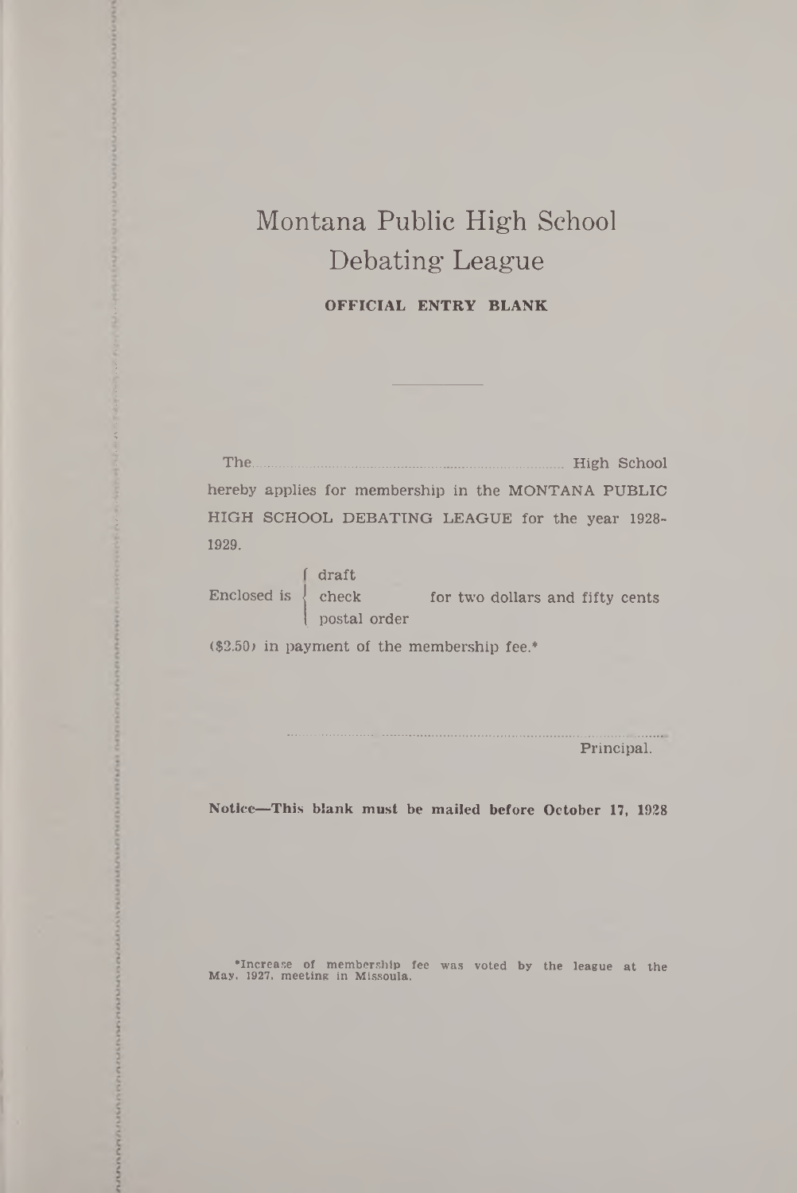# Montana Public High School Debating League

**OFFICIAL ENTRY BLANK**

---

The........................................................................... High School hereby applies for membership in the MONTANA PUBLIC HIGH SCHOOL DEBATING LEAGUE for the year 1928-1929.

Enclosed is { draft / check / postal order } for two dollars and fifty cents ($2.50) in payment of the membership fee.*

..............................................................................

Principal.

**Notice—This blank must be mailed before October 17, 1928**

*Increase of membership fee was voted by the league at the May, 1927, meeting in Missoula.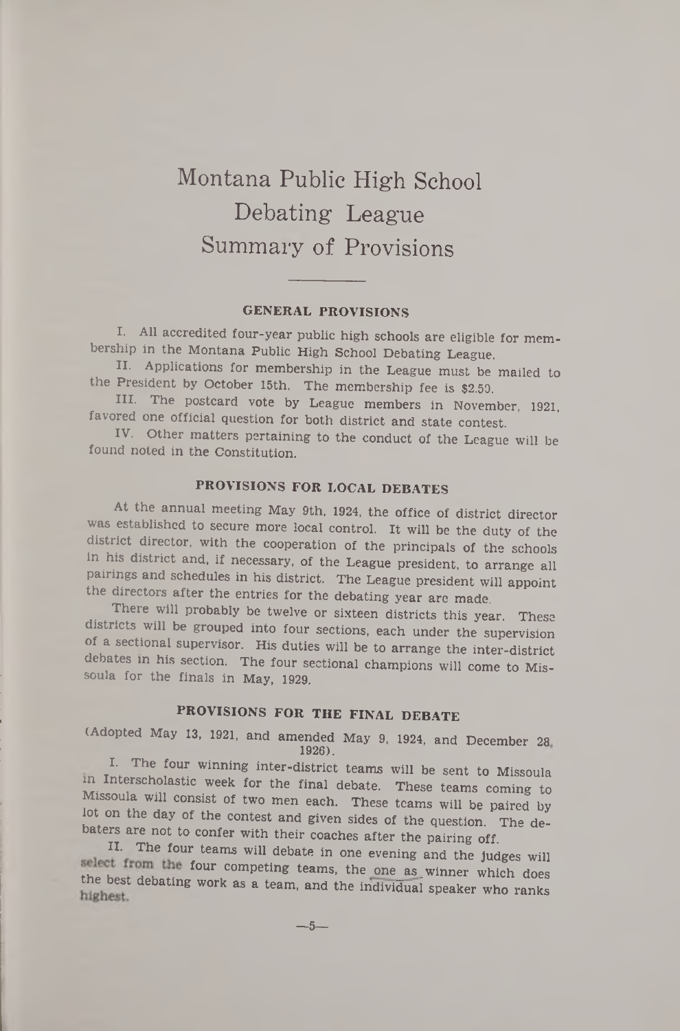# Montana Public High School Debating League Summary of Provisions

## GENERAL PROVISIONS

I. All accredited four-year public high schools are eligible for membership in the Montana Public High School Debating League.

II. Applications for membership in the League must be mailed to the President by October 15th. The membership fee is $2.50.

III. The postcard vote by League members in November, 1921, favored one official question for both district and state contest.

IV. Other matters pertaining to the conduct of the League will be found noted in the Constitution.

## PROVISIONS FOR LOCAL DEBATES

At the annual meeting May 9th, 1924, the office of district director was established to secure more local control. It will be the duty of the district director, with the cooperation of the principals of the schools in his district and, if necessary, of the League president, to arrange all pairings and schedules in his district. The League president will appoint the directors after the entries for the debating year are made.

There will probably be twelve or sixteen districts this year. These districts will be grouped into four sections, each under the supervision of a sectional supervisor. His duties will be to arrange the inter-district debates in his section. The four sectional champions will come to Missoula for the finals in May, 1929.

## PROVISIONS FOR THE FINAL DEBATE

(Adopted May 13, 1921, and amended May 9, 1924, and December 28, 1926).

I. The four winning inter-district teams will be sent to Missoula in Interscholastic week for the final debate. These teams coming to Missoula will consist of two men each. These teams will be paired by lot on the day of the contest and given sides of the question. The debaters are not to confer with their coaches after the pairing off.

II. The four teams will debate in one evening and the judges will select from the four competing teams, the one as winner which does the best debating work as a team, and the individual speaker who ranks highest.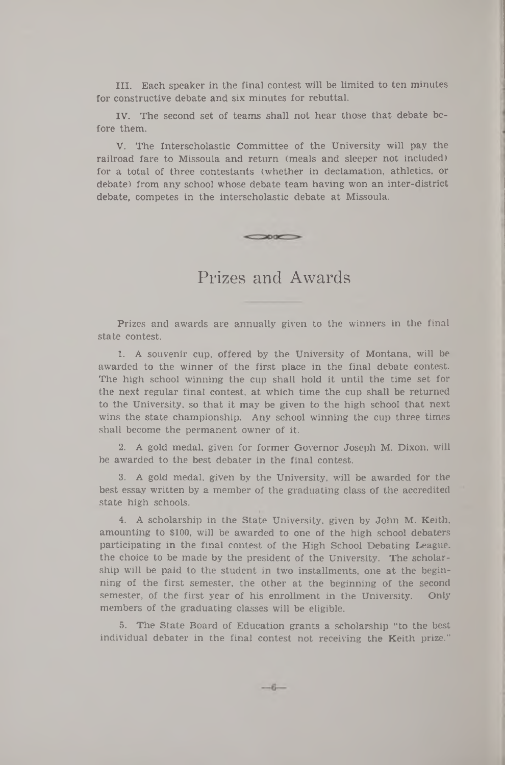III. Each speaker in the final contest will be limited to ten minutes for constructive debate and six minutes for rebuttal.

IV. The second set of teams shall not hear those that debate before them.

V. The Interscholastic Committee of the University will pay the railroad fare to Missoula and return (meals and sleeper not included) for a total of three contestants (whether in declamation, athletics, or debate) from any school whose debate team having won an inter-district debate, competes in the interscholastic debate at Missoula.

## Prizes and Awards

Prizes and awards are annually given to the winners in the final state contest.

1. A souvenir cup, offered by the University of Montana, will be awarded to the winner of the first place in the final debate contest. The high school winning the cup shall hold it until the time set for the next regular final contest, at which time the cup shall be returned to the University, so that it may be given to the high school that next wins the state championship. Any school winning the cup three times shall become the permanent owner of it.

2. A gold medal, given for former Governor Joseph M. Dixon, will be awarded to the best debater in the final contest.

3. A gold medal, given by the University, will be awarded for the best essay written by a member of the graduating class of the accredited state high schools.

4. A scholarship in the State University, given by John M. Keith, amounting to $100, will be awarded to one of the high school debaters participating in the final contest of the High School Debating League, the choice to be made by the president of the University. The scholarship will be paid to the student in two installments, one at the beginning of the first semester, the other at the beginning of the second semester, of the first year of his enrollment in the University. Only members of the graduating classes will be eligible.

5. The State Board of Education grants a scholarship "to the best individual debater in the final contest not receiving the Keith prize."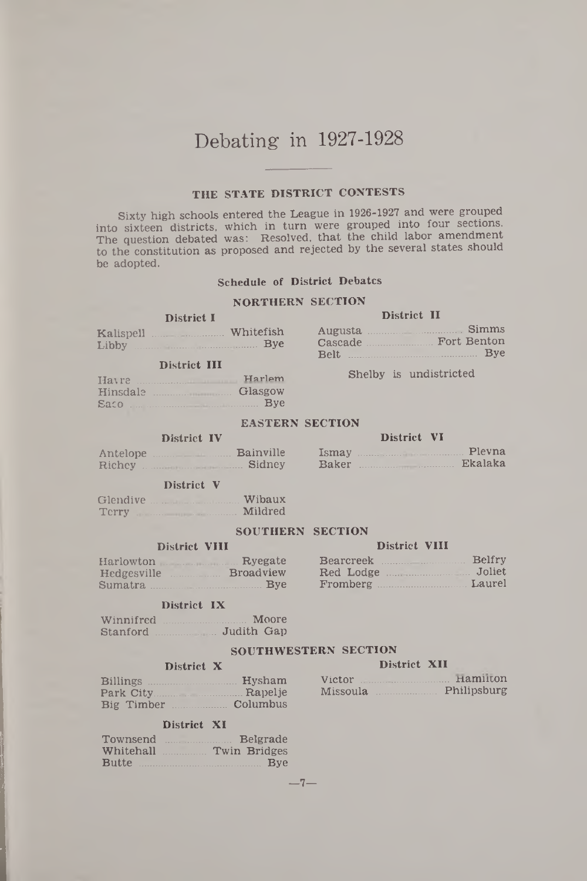# Debating in 1927-1928

## THE STATE DISTRICT CONTESTS

Sixty high schools entered the League in 1926-1927 and were grouped into sixteen districts, which in turn were grouped into four sections. The question debated was: Resolved, that the child labor amendment to the constitution as proposed and rejected by the several states should be adopted.

### Schedule of District Debates

#### NORTHERN SECTION

**District I**

Kalispell ........ Whitefish
Libby ........ Bye

**District II**

Augusta ........ Simms
Cascade ........ Fort Benton
Belt ........ Bye

**District III**

Havre ........ Harlem
Hinsdale ........ Glasgow
Saco ........ Bye

Shelby is undistricted

#### EASTERN SECTION

**District IV**

Antelope ........ Bainville
Richey ........ Sidney

**District V**

Glendive ........ Wibaux
Terry ........ Mildred

**District VI**

Ismay ........ Plevna
Baker ........ Ekalaka

#### SOUTHERN SECTION

**District VII**

Harlowton ........ Ryegate
Hedgesville ........ Broadview
Sumatra ........ Bye

**District VIII**

Bearcreek ........ Belfry
Red Lodge ........ Joliet
Fromberg ........ Laurel

**District IX**

Winnifred ........ Moore
Stanford ........ Judith Gap

#### SOUTHWESTERN SECTION

**District X**

Billings ........ Hysham
Park City ........ Rapelje
Big Timber ........ Columbus

**District XI**

Townsend ........ Belgrade
Whitehall ........ Twin Bridges
Butte ........ Bye

**District XII**

Victor ........ Hamilton
Missoula ........ Philipsburg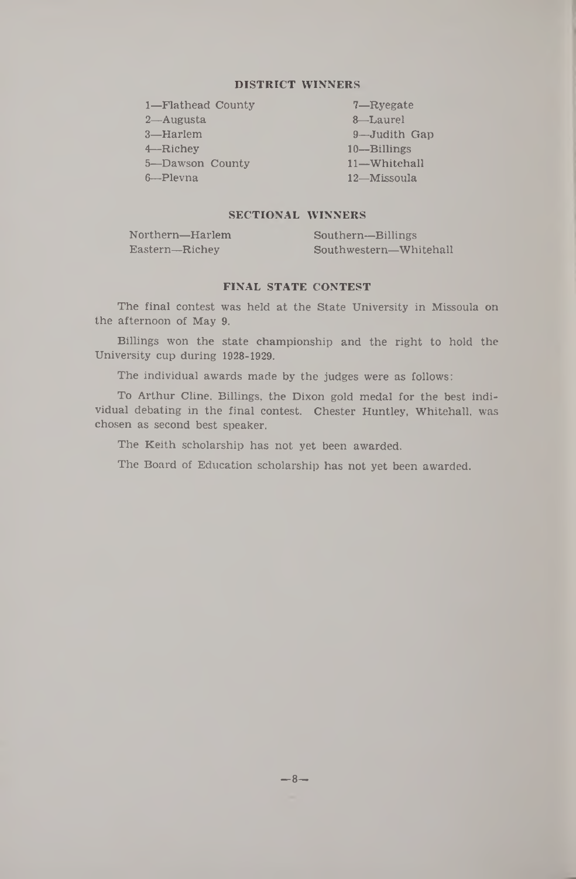### DISTRICT WINNERS

1—Flathead County
2—Augusta
3—Harlem
4—Richey
5—Dawson County
6—Plevna
7—Ryegate
8—Laurel
9—Judith Gap
10—Billings
11—Whitehall
12—Missoula

### SECTIONAL WINNERS

Northern—Harlem
Eastern—Richey
Southern—Billings
Southwestern—Whitehall

### FINAL STATE CONTEST

The final contest was held at the State University in Missoula on the afternoon of May 9.

Billings won the state championship and the right to hold the University cup during 1928-1929.

The individual awards made by the judges were as follows:

To Arthur Cline, Billings, the Dixon gold medal for the best individual debating in the final contest. Chester Huntley, Whitehall, was chosen as second best speaker.

The Keith scholarship has not yet been awarded.

The Board of Education scholarship has not yet been awarded.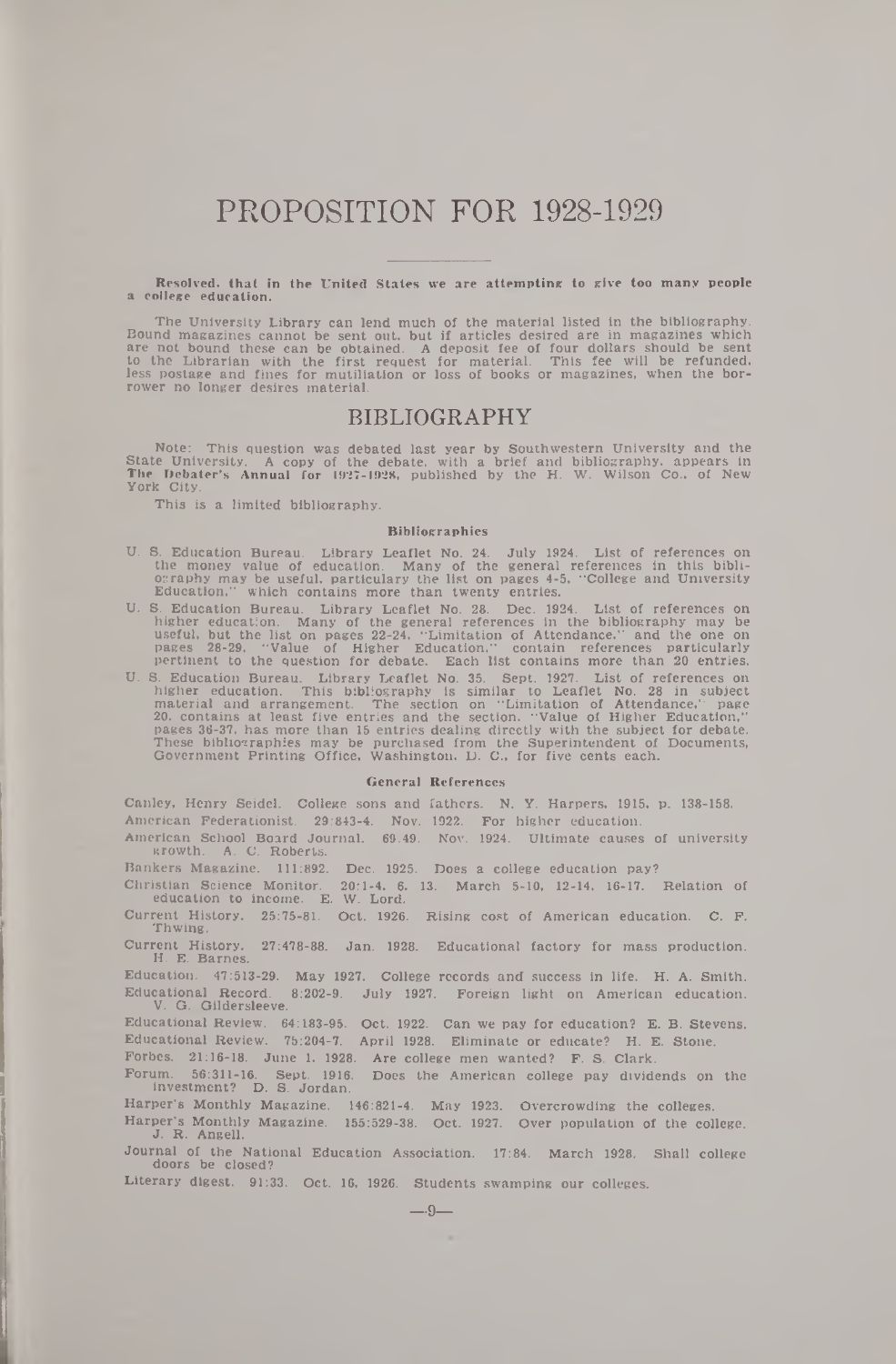# PROPOSITION FOR 1928-1929

**Resolved, that in the United States we are attempting to give too many people a college education.**

The University Library can lend much of the material listed in the bibliography. Bound magazines cannot be sent out, but if articles desired are in magazines which are not bound these can be obtained. A deposit fee of four dollars should be sent to the Librarian with the first request for material. This fee will be refunded, less postage and fines for mutilation or loss of books or magazines, when the borrower no longer desires material.

## BIBLIOGRAPHY

Note: This question was debated last year by Southwestern University and the State University. A copy of the debate, with a brief and bibliography, appears in **The Debater's Annual** for 1927-1928, published by the H. W. Wilson Co., of New York City.

This is a limited bibliography.

### Bibliographies

U. S. Education Bureau. Library Leaflet No. 24. July 1924. List of references on the money value of education. Many of the general references in this bibliography may be useful, particulary the list on pages 4-5, "College and University Education," which contains more than twenty entries.

U. S. Education Bureau. Library Leaflet No. 28. Dec. 1924. List of references on higher education. Many of the general references in the bibliography may be useful, but the list on pages 22-24, "Limitation of Attendance," and the one on pages 28-29, "Value of Higher Education," contain references particularly pertinent to the question for debate. Each list contains more than 20 entries.

U. S. Education Bureau. Library Leaflet No. 35. Sept. 1927. List of references on higher education. This bibliography is similar to Leaflet No. 28 in subject material and arrangement. The section on "Limitation of Attendance," page 20, contains at least five entries and the section, "Value of Higher Education," pages 36-37, has more than 15 entries dealing directly with the subject for debate. These bibliographies may be purchased from the Superintendent of Documents, Government Printing Office, Washington, D. C., for five cents each.

### General References

Canley, Henry Seidel. College sons and fathers. N. Y. Harpers, 1915, p. 138-158.

American Federationist. 29:843-4. Nov. 1922. For higher education.

American School Board Journal. 69:49. Nov. 1924. Ultimate causes of university growth. A. C. Roberts.

Bankers Magazine. 111:892. Dec. 1925. Does a college education pay?

Christian Science Monitor. 20:1-4, 6, 13. March 5-10, 12-14, 16-17. Relation of education to income. E. W. Lord.

Current History. 25:75-81. Oct. 1926. Rising cost of American education. C. F. Thwing.

Current History. 27:478-88. Jan. 1928. Educational factory for mass production. H. E. Barnes.

Education. 47:513-29. May 1927. College records and success in life. H. A. Smith.

Educational Record. 8:202-9. July 1927. Foreign light on American education. V. G. Gildersleeve.

Educational Review. 64:183-95. Oct. 1922. Can we pay for education? E. B. Stevens.

Educational Review. 75:204-7. April 1928. Eliminate or educate? H. E. Stone.

Forbes. 21:16-18. June 1, 1928. Are college men wanted? F. S. Clark.

Forum. 56:311-16. Sept. 1916. Does the American college pay dividends on the investment? D. S. Jordan.

Harper's Monthly Magazine. 146:821-4. May 1923. Overcrowding the colleges.

Harper's Monthly Magazine. 155:529-38. Oct. 1927. Over population of the college. J. R. Angell.

Journal of the National Education Association. 17:84. March 1928. Shall college doors be closed?

Literary digest. 91:33. Oct. 16, 1926. Students swamping our colleges.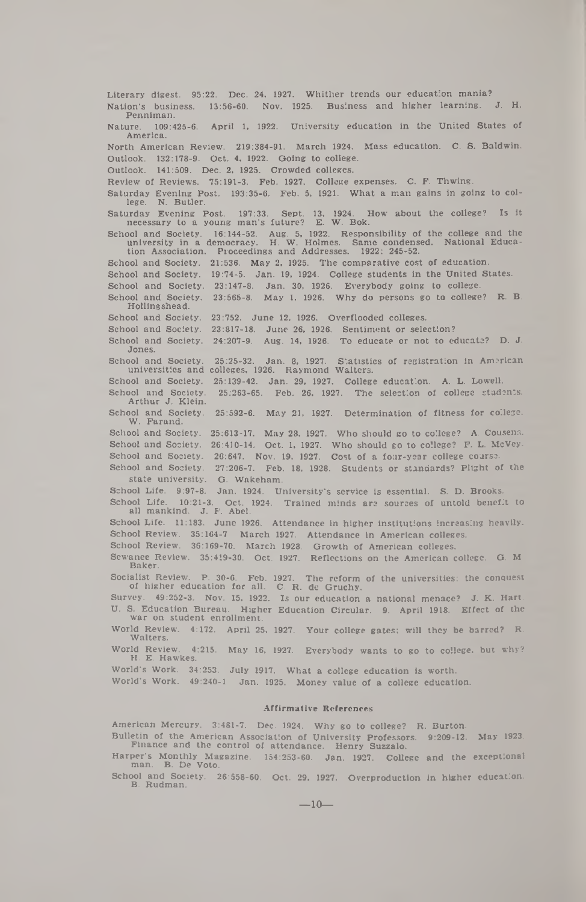Literary digest. 95:22. Dec. 24, 1927. Whither trends our education mania?

Nation's business. 13:56-60. Nov. 1925. Business and higher learning. J. H. Penniman.

Nature. 109:425-6. April 1, 1922. University education in the United States of America.

North American Review. 219:384-91. March 1924. Mass education. C. S. Baldwin.

Outlook. 132:178-9. Oct. 4, 1922. Going to college.

Outlook. 141:509. Dec. 2, 1925. Crowded colleges.

Review of Reviews. 75:191-3. Feb. 1927. College expenses. C. F. Thwing.

Saturday Evening Post. 193:35-6. Feb. 5, 1921. What a man gains in going to college. N. Butler.

Saturday Evening Post. 197:33. Sept. 13, 1924. How about the college? Is it necessary to a young man's future? E. W. Bok.

School and Society. 16:144-52. Aug. 5, 1922. Responsibility of the college and the university in a democracy. H. W. Holmes. Same condensed. National Education Association. Proceedings and Addresses. 1922: 245-52.

School and Society. 21:536. May 2, 1925. The comparative cost of education.

School and Society. 19:74-5. Jan. 19, 1924. College students in the United States.

School and Society. 23:147-8. Jan. 30, 1926. Everybody going to college.

School and Society. 23:565-8. May 1, 1926. Why do persons go to college? R. B. Hollingshead.

School and Society. 23:752. June 12, 1926. Overflooded colleges.

School and Society. 23:817-18. June 26, 1926. Sentiment or selection?

School and Society. 24:207-9. Aug. 14, 1926. To educate or not to educate? D. J. Jones.

School and Society. 25:25-32. Jan. 8, 1927. Statistics of registration in American universities and colleges, 1926. Raymond Walters.

School and Society. 25:139-42. Jan. 29, 1927. College education. A. L. Lowell.

School and Society. 25:263-65. Feb. 26, 1927. The selection of college students. Arthur J. Klein.

School and Society. 25:592-6. May 21, 1927. Determination of fitness for college. W. Farand.

School and Society. 25:613-17. May 28, 1927. Who should go to college? A. Cousens.

School and Society. 26:410-14. Oct. 1, 1927. Who should go to college? F. L. McVey.

School and Society. 26:647. Nov. 19, 1927. Cost of a four-year college course.

School and Society. 27:206-7. Feb. 18, 1928. Students or standards? Plight of the state university. G. Wakeham.

School Life. 9:97-8. Jan. 1924. University's service is essential. S. D. Brooks.

School Life. 10:21-3. Oct. 1924. Trained minds are sources of untold benefit to all mankind. J. F. Abel.

School Life. 11:183. June 1926. Attendance in higher institutions increasing heavily.

School Review. 35:164-7 March 1927. Attendance in American colleges.

School Review. 36:169-70. March 1928. Growth of American colleges.

Sewanee Review. 35:419-30. Oct. 1927. Reflections on the American college. G. M. Baker.

Socialist Review. P. 30-6. Feb. 1927. The reform of the universities: the conquest of higher education for all. C. R. de Gruchy.

Survey. 49:252-3. Nov. 15, 1922. Is our education a national menace? J. K. Hart.

U. S. Education Bureau. Higher Education Circular. 9. April 1918. Effect of the war on student enrollment.

World Review. 4:172. April 25, 1927. Your college gates; will they be barred? R. Walters.

World Review. 4:215. May 16, 1927. Everybody wants to go to college, but why? H. E. Hawkes.

World's Work. 34:253. July 1917. What a college education is worth.

World's Work. 49:240-1 Jan. 1925. Money value of a college education.

### Affirmative References

American Mercury. 3:481-7. Dec. 1924. Why go to college? R. Burton.

Bulletin of the American Association of University Professors. 9:209-12. May 1923. Finance and the control of attendance. Henry Suzzalo.

Harper's Monthly Magazine. 154:253-60. Jan. 1927. College and the exceptional man. B. De Voto.

School and Society. 26:558-60. Oct. 29, 1927. Overproduction in higher education. B. Rudman.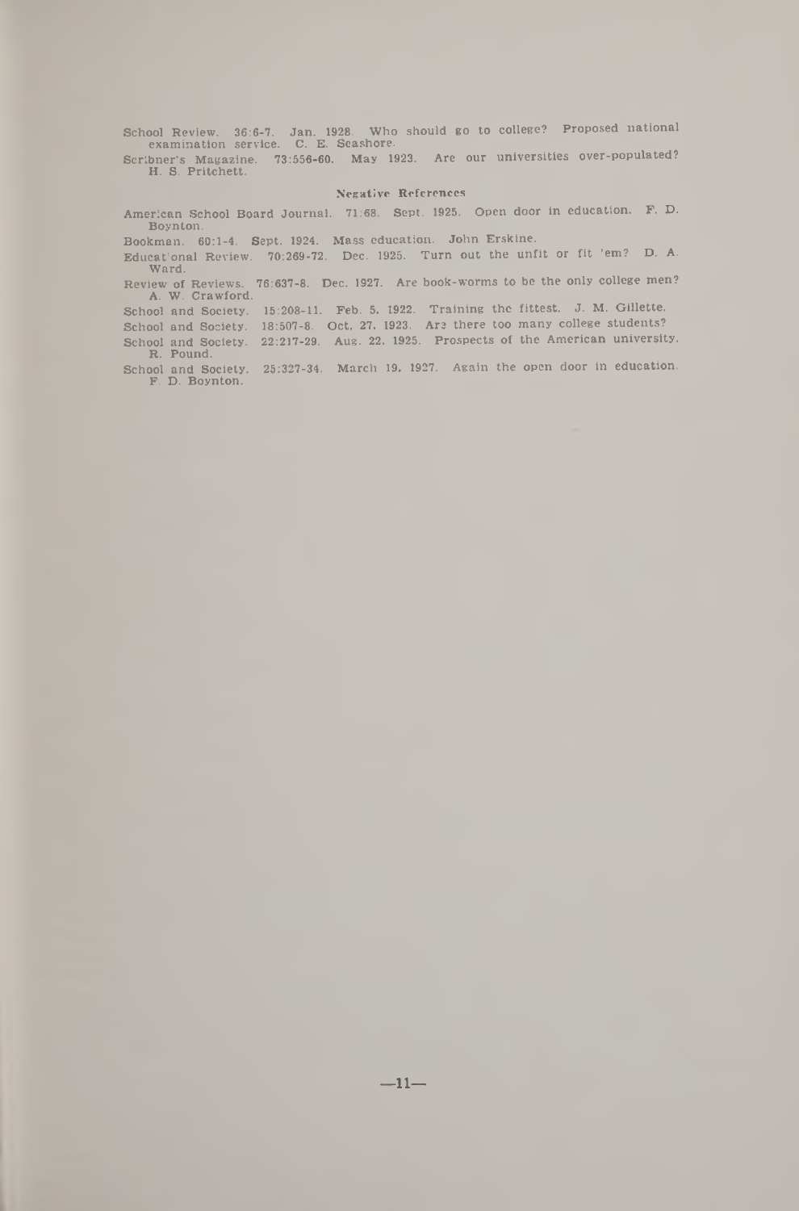School Review. 36:6-7. Jan. 1928. Who should go to college? Proposed national examination service. C. E. Seashore.

Scribner's Magazine. 73:556-60. May 1923. Are our universities over-populated? H. S. Pritchett.

### Negative References

American School Board Journal. 71:68. Sept. 1925. Open door in education. F. D. Boynton.

Bookman. 60:1-4. Sept. 1924. Mass education. John Erskine.

Educational Review. 70:269-72. Dec. 1925. Turn out the unfit or fit 'em? D. A. Ward.

Review of Reviews. 76:637-8. Dec. 1927. Are book-worms to be the only college men? A. W. Crawford.

School and Society. 15:208-11. Feb. 5, 1922. Training the fittest. J. M. Gillette.

School and Society. 18:507-8. Oct. 27, 1923. Are there too many college students?

School and Society. 22:217-29. Aug. 22, 1925. Prospects of the American university. R. Pound.

School and Society. 25:327-34. March 19, 1927. Again the open door in education. F. D. Boynton.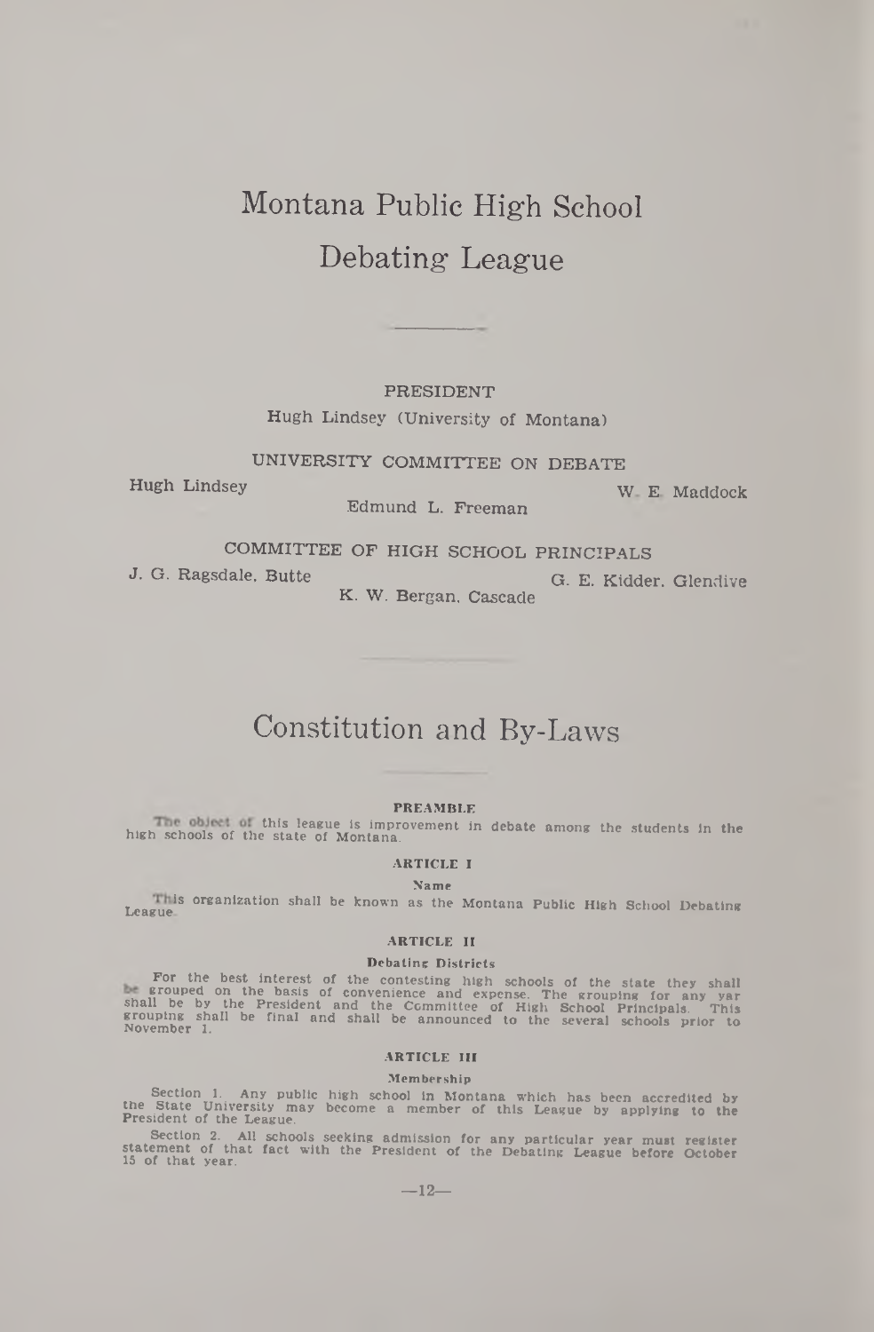# Montana Public High School Debating League

PRESIDENT

Hugh Lindsey (University of Montana)

UNIVERSITY COMMITTEE ON DEBATE

Hugh Lindsey
Edmund L. Freeman
W. E. Maddock

COMMITTEE OF HIGH SCHOOL PRINCIPALS

J. G. Ragsdale, Butte
K. W. Bergan, Cascade
G. E. Kidder, Glendive

# Constitution and By-Laws

### PREAMBLE

The object of this league is improvement in debate among the students in the high schools of the state of Montana.

### ARTICLE I

**Name**

This organization shall be known as the Montana Public High School Debating League.

### ARTICLE II

**Debating Districts**

For the best interest of the contesting high schools of the state they shall be grouped on the basis of convenience and expense. The grouping for any yar shall be by the President and the Committee of High School Principals. This grouping shall be final and shall be announced to the several schools prior to November 1.

### ARTICLE III

**Membership**

Section 1. Any public high school in Montana which has been accredited by the State University may become a member of this League by applying to the President of the League.

Section 2. All schools seeking admission for any particular year must register statement of that fact with the President of the Debating League before October 15 of that year.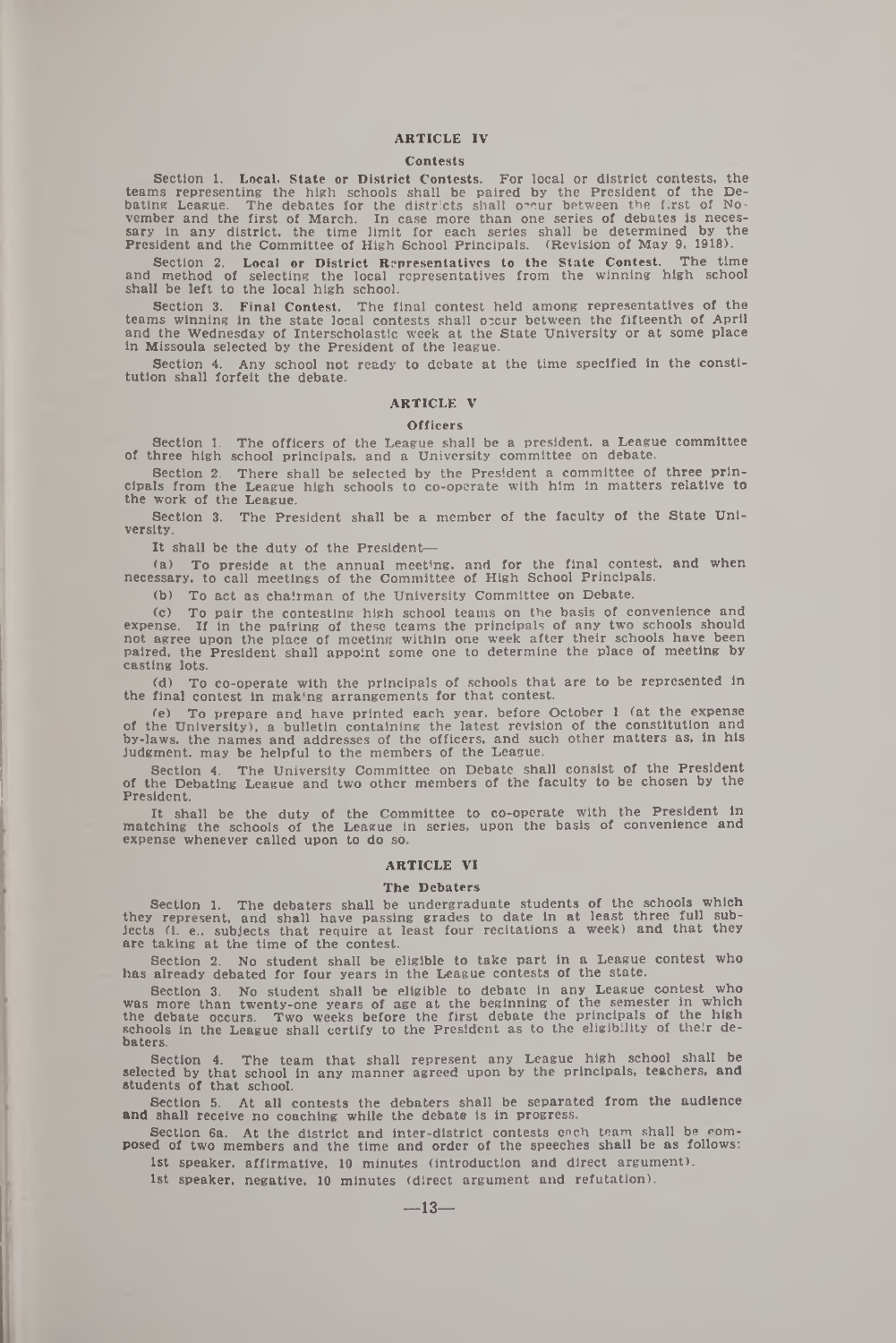## ARTICLE IV

### Contests

Section 1. **Local, State or District Contests.** For local or district contests, the teams representing the high schools shall be paired by the President of the Debating League. The debates for the districts shall occur between the first of November and the first of March. In case more than one series of debates is necessary in any district, the time limit for each series shall be determined by the President and the Committee of High School Principals. (Revision of May 9, 1918).

Section 2. **Local or District Representatives to the State Contest.** The time and method of selecting the local representatives from the winning high school shall be left to the local high school.

Section 3. **Final Contest.** The final contest held among representatives of the teams winning in the state local contests shall occur between the fifteenth of April and the Wednesday of Interscholastic week at the State University or at some place in Missoula selected by the President of the league.

Section 4. Any school not ready to debate at the time specified in the constitution shall forfeit the debate.

## ARTICLE V

### Officers

Section 1. The officers of the League shall be a president, a League committee of three high school principals, and a University committee on debate.

Section 2. There shall be selected by the President a committee of three principals from the League high schools to co-operate with him in matters relative to the work of the League.

Section 3. The President shall be a member of the faculty of the State University.

It shall be the duty of the President—

(a) To preside at the annual meeting, and for the final contest, and when necessary, to call meetings of the Committee of High School Principals.

(b) To act as chairman of the University Committee on Debate.

(c) To pair the contesting high school teams on the basis of convenience and expense. If in the pairing of these teams the principals of any two schools should not agree upon the place of meeting within one week after their schools have been paired, the President shall appoint some one to determine the place of meeting by casting lots.

(d) To co-operate with the principals of schools that are to be represented in the final contest in making arrangements for that contest.

(e) To prepare and have printed each year, before October 1 (at the expense of the University), a bulletin containing the latest revision of the constitution and by-laws, the names and addresses of the officers, and such other matters as, in his judgment, may be helpful to the members of the League.

Section 4. The University Committee on Debate shall consist of the President of the Debating League and two other members of the faculty to be chosen by the President.

It shall be the duty of the Committee to co-operate with the President in matching the schools of the League in series, upon the basis of convenience and expense whenever called upon to do so.

## ARTICLE VI

### The Debaters

Section 1. The debaters shall be undergraduate students of the schools which they represent, and shall have passing grades to date in at least three full subjects (i. e., subjects that require at least four recitations a week) and that they are taking at the time of the contest.

Section 2. No student shall be eligible to take part in a League contest who has already debated for four years in the League contests of the state.

Section 3. No student shall be eligible to debate in any League contest who was more than twenty-one years of age at the beginning of the semester in which the debate occurs. Two weeks before the first debate the principals of the high schools in the League shall certify to the President as to the eligibility of their debaters.

Section 4. The team that shall represent any League high school shall be selected by that school in any manner agreed upon by the principals, teachers, and students of that school.

Section 5. At all contests the debaters shall be separated from the audience and shall receive no coaching while the debate is in progress.

Section 6a. At the district and inter-district contests each team shall be composed of two members and the time and order of the speeches shall be as follows:

1st speaker, affirmative, 10 minutes (introduction and direct argument).

1st speaker, negative, 10 minutes (direct argument and refutation).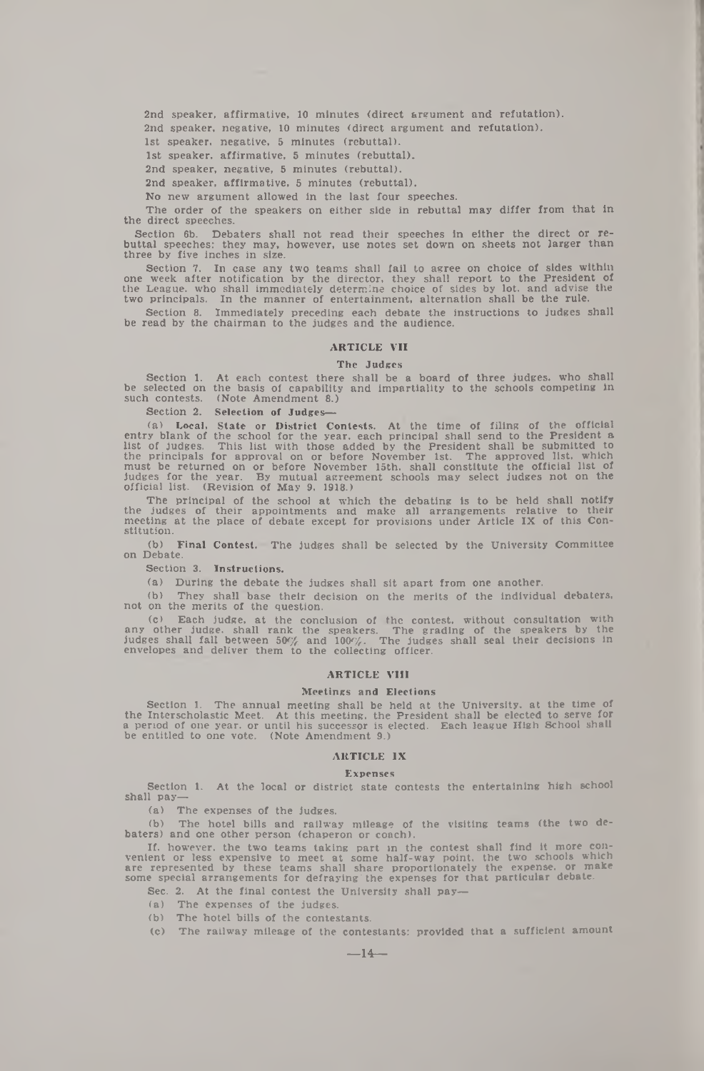2nd speaker, affirmative, 10 minutes (direct argument and refutation).

2nd speaker, negative, 10 minutes (direct argument and refutation).

1st speaker, negative, 5 minutes (rebuttal).

1st speaker, affirmative, 5 minutes (rebuttal).

2nd speaker, negative, 5 minutes (rebuttal).

2nd speaker, affirmative, 5 minutes (rebuttal).

No new argument allowed in the last four speeches.

The order of the speakers on either side in rebuttal may differ from that in the direct speeches.

Section 6b. Debaters shall not read their speeches in either the direct or rebuttal speeches: they may, however, use notes set down on sheets not larger than three by five inches in size.

Section 7. In case any two teams shall fail to agree on choice of sides within one week after notification by the director, they shall report to the President of the League, who shall immediately determine choice of sides by lot, and advise the two principals. In the manner of entertainment, alternation shall be the rule.

Section 8. Immediately preceding each debate the instructions to judges shall be read by the chairman to the judges and the audience.

## ARTICLE VII

### The Judges

Section 1. At each contest there shall be a board of three judges, who shall be selected on the basis of capability and impartiality to the schools competing in such contests. (Note Amendment 8.)

Section 2. **Selection of Judges—**

(a) **Local, State or District Contests.** At the time of filing of the official entry blank of the school for the year, each principal shall send to the President a list of judges. This list with those added by the President shall be submitted to the principals for approval on or before November 1st. The approved list, which must be returned on or before November 15th, shall constitute the official list of judges for the year. By mutual agreement schools may select judges not on the official list. (Revision of May 9, 1918.)

The principal of the school at which the debating is to be held shall notify the judges of their appointments and make all arrangements relative to their meeting at the place of debate except for provisions under Article IX of this Constitution.

(b) **Final Contest.** The judges shall be selected by the University Committee on Debate.

Section 3. **Instructions.**

(a) During the debate the judges shall sit apart from one another.

(b) They shall base their decision on the merits of the individual debaters, not on the merits of the question.

(c) Each judge, at the conclusion of the contest, without consultation with any other judge, shall rank the speakers. The grading of the speakers by the judges shall fall between 50% and 100%. The judges shall seal their decisions in envelopes and deliver them to the collecting officer.

## ARTICLE VIII

### Meetings and Elections

Section 1. The annual meeting shall be held at the University, at the time of the Interscholastic Meet. At this meeting, the President shall be elected to serve for a period of one year, or until his successor is elected. Each league High School shall be entitled to one vote. (Note Amendment 9.)

## ARTICLE IX

### Expenses

Section 1. At the local or district state contests the entertaining high school shall pay—

(a) The expenses of the judges.

(b) The hotel bills and railway mileage of the visiting teams (the two debaters) and one other person (chaperon or coach).

If, however, the two teams taking part in the contest shall find it more convenient or less expensive to meet at some half-way point, the two schools which are represented by these teams shall share proportionately the expense, or make some special arrangements for defraying the expenses for that particular debate.

Sec. 2. At the final contest the University shall pay—

(a) The expenses of the judges.

(b) The hotel bills of the contestants.

(c) The railway mileage of the contestants: provided that a sufficient amount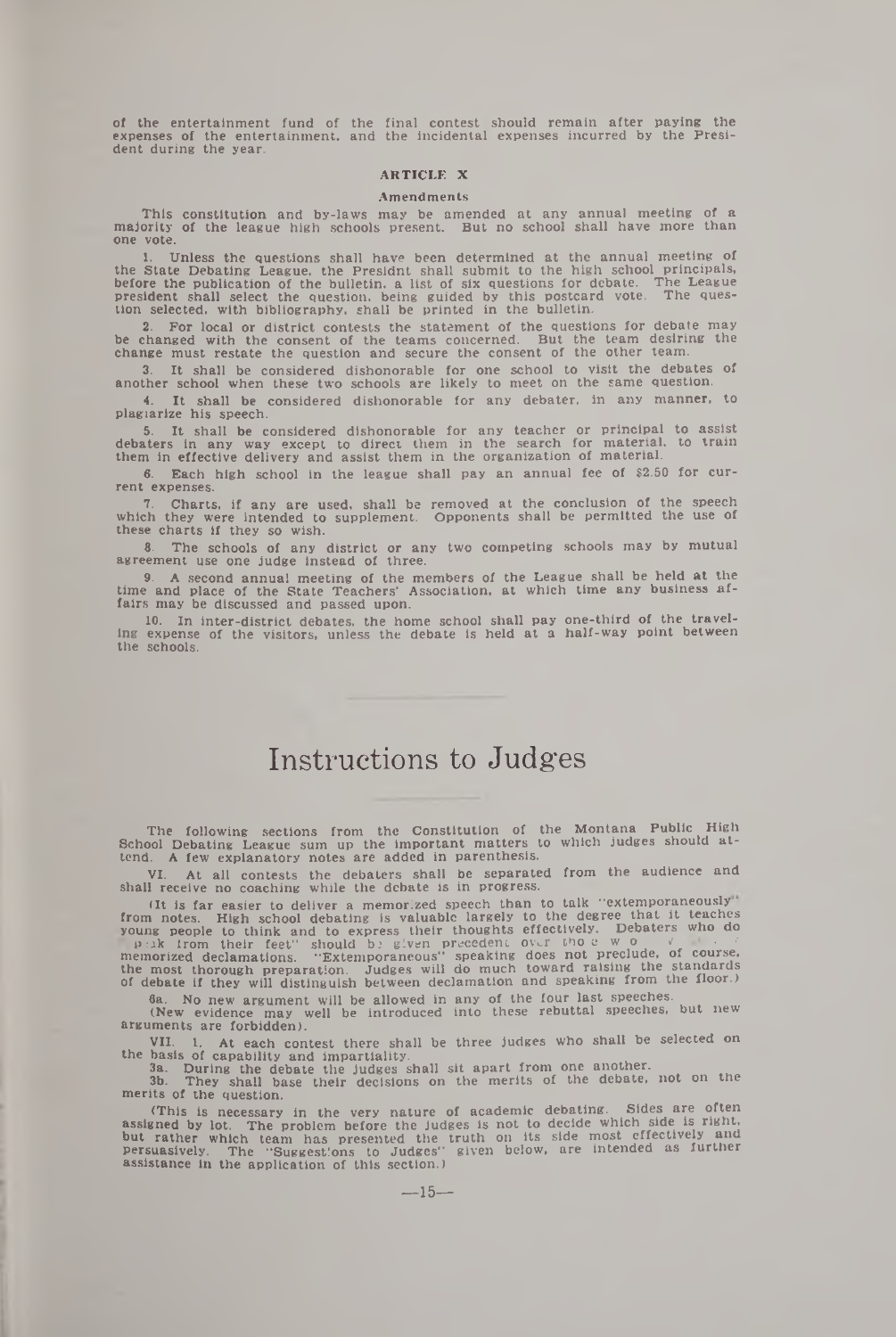of the entertainment fund of the final contest should remain after paying the expenses of the entertainment, and the incidental expenses incurred by the President during the year.

### ARTICLE X

#### Amendments

This constitution and by-laws may be amended at any annual meeting of a majority of the league high schools present. But no school shall have more than one vote.

1. Unless the questions shall have been determined at the annual meeting of the State Debating League, the Presidnt shall submit to the high school principals, before the publication of the bulletin, a list of six questions for debate. The League president shall select the question, being guided by this postcard vote. The question selected, with bibliography, shall be printed in the bulletin.

2. For local or district contests the statement of the questions for debate may be changed with the consent of the teams concerned. But the team desiring the change must restate the question and secure the consent of the other team.

3. It shall be considered dishonorable for one school to visit the debates of another school when these two schools are likely to meet on the same question.

4. It shall be considered dishonorable for any debater, in any manner, to plagiarize his speech.

5. It shall be considered dishonorable for any teacher or principal to assist debaters in any way except to direct them in the search for material, to train them in effective delivery and assist them in the organization of material.

6. Each high school in the league shall pay an annual fee of $2.50 for current expenses.

7. Charts, if any are used, shall be removed at the conclusion of the speech which they were intended to supplement. Opponents shall be permitted the use of these charts if they so wish.

8. The schools of any district or any two competing schools may by mutual agreement use one judge instead of three.

9. A second annual meeting of the members of the League shall be held at the time and place of the State Teachers' Association, at which time any business affairs may be discussed and passed upon.

10. In inter-district debates, the home school shall pay one-third of the traveling expense of the visitors, unless the debate is held at a half-way point between the schools.

## Instructions to Judges

The following sections from the Constitution of the Montana Public High School Debating League sum up the important matters to which judges should attend. A few explanatory notes are added in parenthesis.

VI. At all contests the debaters shall be separated from the audience and shall receive no coaching while the debate is in progress.

(It is far easier to deliver a memorized speech than to talk "extemporaneously" from notes. High school debating is valuable largely to the degree that it teaches young people to think and to express their thoughts effectively. Debaters who do "speak from their feet" should be given precedent over those who ... memorized declamations. "Extemporaneous" speaking does not preclude, of course, the most thorough preparation. Judges will do much toward raising the standards of debate if they will distinguish between declamation and speaking from the floor.)

6a. No new argument will be allowed in any of the four last speeches.

(New evidence may well be introduced into these rebuttal speeches, but new arguments are forbidden).

VII. 1. At each contest there shall be three judges who shall be selected on the basis of capability and impartiality.

3a. During the debate the judges shall sit apart from one another.

3b. They shall base their decisions on the merits of the debate, not on the merits of the question.

(This is necessary in the very nature of academic debating. Sides are often assigned by lot. The problem before the judges is not to decide which side is right, but rather which team has presented the truth on its side most effectively and persuasively. The "Suggestions to Judges" given below, are intended as further assistance in the application of this section.)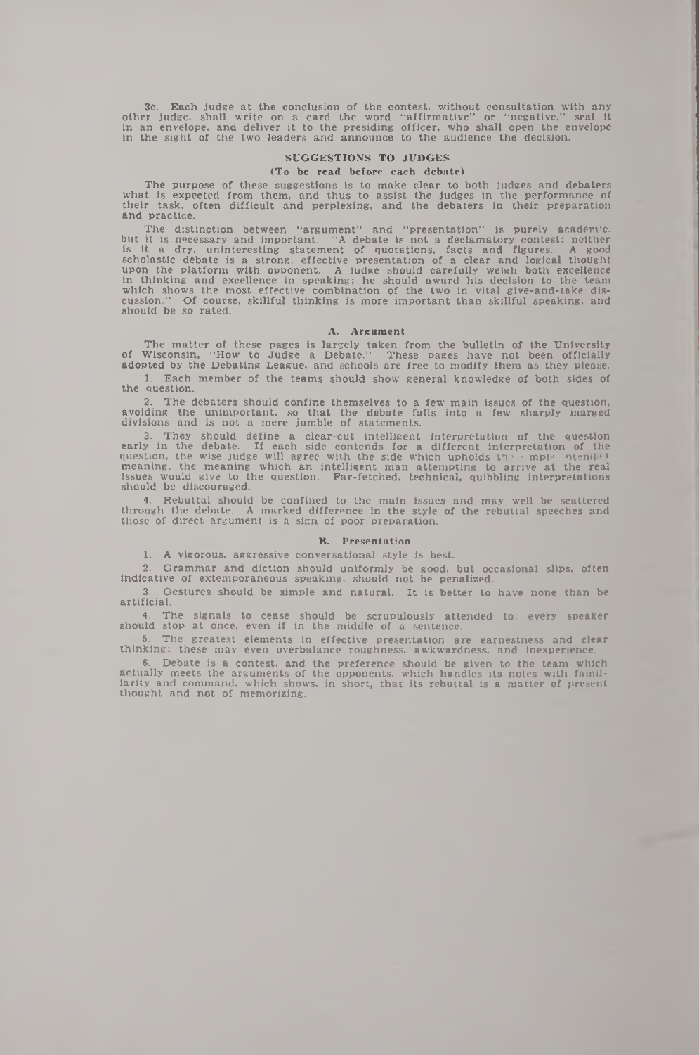3c. Each judge at the conclusion of the contest, without consultation with any other judge, shall write on a card the word "affirmative" or "negative," seal it in an envelope, and deliver it to the presiding officer, who shall open the envelope in the sight of the two leaders and announce to the audience the decision.

## SUGGESTIONS TO JUDGES

### (To be read before each debate)

The purpose of these suggestions is to make clear to both judges and debaters what is expected from them, and thus to assist the judges in the performance of their task, often difficult and perplexing, and the debaters in their preparation and practice.

The distinction between "argument" and "presentation" is purely academic, but it is necessary and important. "A debate is not a declamatory contest: neither is it a dry, uninteresting statement of quotations, facts and figures. A good scholastic debate is a strong, effective presentation of a clear and logical thought upon the platform with opponent. A judge should carefully weigh both excellence in thinking and excellence in speaking; he should award his decision to the team which shows the most effective combination of the two in vital give-and-take discussion." Of course, skillful thinking is more important than skillful speaking, and should be so rated.

### A. Argument

The matter of these pages is largely taken from the bulletin of the University of Wisconsin, "How to Judge a Debate." These pages have not been officially adopted by the Debating League, and schools are free to modify them as they please.

1. Each member of the teams should show general knowledge of both sides of the question.

2. The debaters should confine themselves to a few main issues of the question, avoiding the unimportant, so that the debate falls into a few sharply marged divisions and is not a mere jumble of statements.

3. They should define a clear-cut intelligent interpretation of the question early in the debate. If each side contends for a different interpretation of the question, the wise judge will agree with the side which upholds the simple intended meaning, the meaning which an intelligent man attempting to arrive at the real issues would give to the question. Far-fetched, technical, quibbling interpretations should be discouraged.

4. Rebuttal should be confined to the main issues and may well be scattered through the debate. A marked difference in the style of the rebuttal speeches and those of direct argument is a sign of poor preparation.

### B. Presentation

1. A vigorous, aggressive conversational style is best.

2. Grammar and diction should uniformly be good, but occasional slips, often indicative of extemporaneous speaking, should not be penalized.

3. Gestures should be simple and natural. It is better to have none than be artificial.

4. The signals to cease should be scrupulously attended to: every speaker should stop at once, even if in the middle of a sentence.

5. The greatest elements in effective presentation are earnestness and clear thinking; these may even overbalance roughness, awkwardness, and inexperience.

6. Debate is a contest, and the preference should be given to the team which actually meets the arguments of the opponents, which handles its notes with familiarity and command, which shows, in short, that its rebuttal is a matter of present thought and not of memorizing.